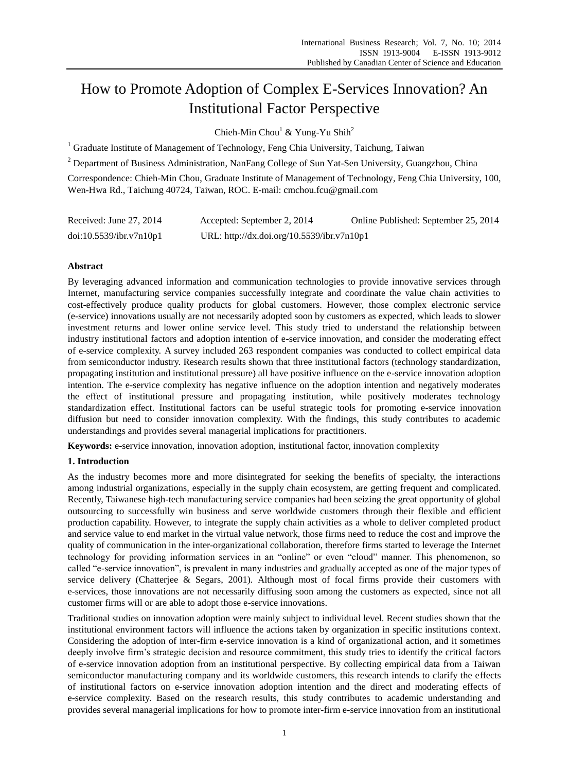# How to Promote Adoption of Complex E-Services Innovation? An Institutional Factor Perspective

Chieh-Min Chou[1] & Yung-Yu Shih[2]

[1] Graduate Institute of Management of Technology, Feng Chia University, Taichung, Taiwan

[2] Department of Business Administration, NanFang College of Sun Yat-Sen University, Guangzhou, China

Correspondence: Chieh-Min Chou, Graduate Institute of Management of Technology, Feng Chia University, 100, Wen-Hwa Rd., Taichung 40724, Taiwan, ROC. E-mail: cmchou.fcu@gmail.com

Received: June 27, 2014 Accepted: September 2, 2014 Online Published: September 25, 2014

doi:10.5539/ibr.v7n10p1 URL: http://dx.doi.org/10.5539/ibr.v7n10p1

**Abstract**

By leveraging advanced information and communication technologies to provide innovative services through Internet, manufacturing service companies successfully integrate and coordinate the value chain activities to cost-effectively produce quality products for global customers. However, those complex electronic service (e-service) innovations usually are not necessarily adopted soon by customers as expected, which leads to slower investment returns and lower online service level. This study tried to understand the relationship between industry institutional factors and adoption intention of e-service innovation, and consider the moderating effect of e-service complexity. A survey included 263 respondent companies was conducted to collect empirical data from semiconductor industry. Research results shown that three institutional factors (technology standardization, propagating institution and institutional pressure) all have positive influence on the e-service innovation adoption intention. The e-service complexity has negative influence on the adoption intention and negatively moderates the effect of institutional pressure and propagating institution, while positively moderates technology standardization effect. Institutional factors can be useful strategic tools for promoting e-service innovation diffusion but need to consider innovation complexity. With the findings, this study contributes to academic understandings and provides several managerial implications for practitioners.

**Keywords:** e-service innovation, innovation adoption, institutional factor, innovation complexity

## 1. Introduction

As the industry becomes more and more disintegrated for seeking the benefits of specialty, the interactions among industrial organizations, especially in the supply chain ecosystem, are getting frequent and complicated. Recently, Taiwanese high-tech manufacturing service companies had been seizing the great opportunity of global outsourcing to successfully win business and serve worldwide customers through their flexible and efficient production capability. However, to integrate the supply chain activities as a whole to deliver completed product and service value to end market in the virtual value network, those firms need to reduce the cost and improve the quality of communication in the inter-organizational collaboration, therefore firms started to leverage the Internet technology for providing information services in an "online" or even "cloud" manner. This phenomenon, so called "e-service innovation", is prevalent in many industries and gradually accepted as one of the major types of service delivery (Chatterjee & Segars, 2001). Although most of focal firms provide their customers with e-services, those innovations are not necessarily diffusing soon among the customers as expected, since not all customer firms will or are able to adopt those e-service innovations.

Traditional studies on innovation adoption were mainly subject to individual level. Recent studies shown that the institutional environment factors will influence the actions taken by organization in specific institutions context. Considering the adoption of inter-firm e-service innovation is a kind of organizational action, and it sometimes deeply involve firm's strategic decision and resource commitment, this study tries to identify the critical factors of e-service innovation adoption from an institutional perspective. By collecting empirical data from a Taiwan semiconductor manufacturing company and its worldwide customers, this research intends to clarify the effects of institutional factors on e-service innovation adoption intention and the direct and moderating effects of e-service complexity. Based on the research results, this study contributes to academic understanding and provides several managerial implications for how to promote inter-firm e-service innovation from an institutional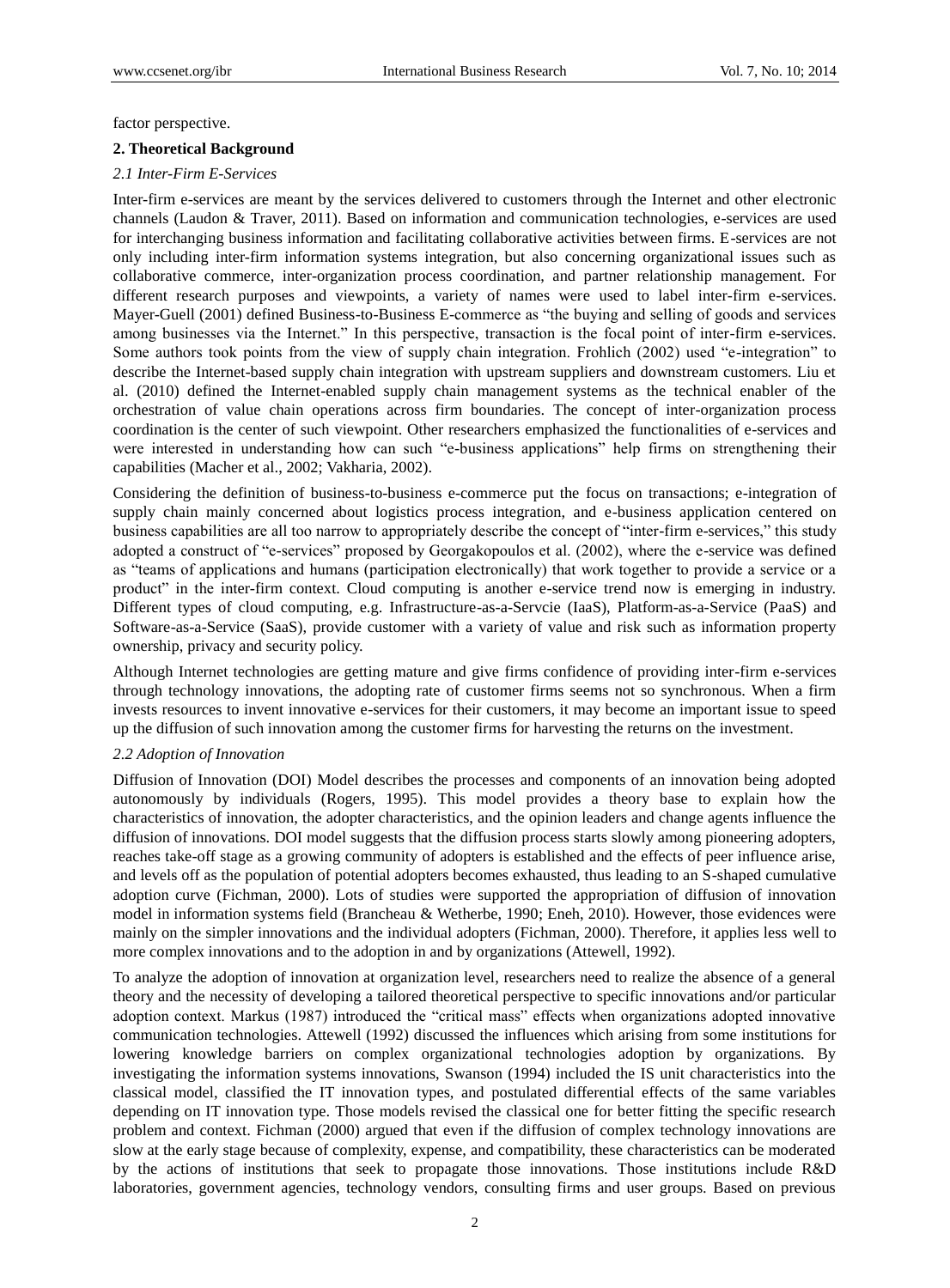factor perspective.

## 2. Theoretical Background

### *2.1 Inter-Firm E-Services*

Inter-firm e-services are meant by the services delivered to customers through the Internet and other electronic channels (Laudon & Traver, 2011). Based on information and communication technologies, e-services are used for interchanging business information and facilitating collaborative activities between firms. E-services are not only including inter-firm information systems integration, but also concerning organizational issues such as collaborative commerce, inter-organization process coordination, and partner relationship management. For different research purposes and viewpoints, a variety of names were used to label inter-firm e-services. Mayer-Guell (2001) defined Business-to-Business E-commerce as "the buying and selling of goods and services among businesses via the Internet." In this perspective, transaction is the focal point of inter-firm e-services. Some authors took points from the view of supply chain integration. Frohlich (2002) used "e-integration" to describe the Internet-based supply chain integration with upstream suppliers and downstream customers. Liu et al. (2010) defined the Internet-enabled supply chain management systems as the technical enabler of the orchestration of value chain operations across firm boundaries. The concept of inter-organization process coordination is the center of such viewpoint. Other researchers emphasized the functionalities of e-services and were interested in understanding how can such "e-business applications" help firms on strengthening their capabilities (Macher et al., 2002; Vakharia, 2002).

Considering the definition of business-to-business e-commerce put the focus on transactions; e-integration of supply chain mainly concerned about logistics process integration, and e-business application centered on business capabilities are all too narrow to appropriately describe the concept of "inter-firm e-services," this study adopted a construct of "e-services" proposed by Georgakopoulos et al. (2002), where the e-service was defined as "teams of applications and humans (participation electronically) that work together to provide a service or a product" in the inter-firm context. Cloud computing is another e-service trend now is emerging in industry. Different types of cloud computing, e.g. Infrastructure-as-a-Servcie (IaaS), Platform-as-a-Service (PaaS) and Software-as-a-Service (SaaS), provide customer with a variety of value and risk such as information property ownership, privacy and security policy.

Although Internet technologies are getting mature and give firms confidence of providing inter-firm e-services through technology innovations, the adopting rate of customer firms seems not so synchronous. When a firm invests resources to invent innovative e-services for their customers, it may become an important issue to speed up the diffusion of such innovation among the customer firms for harvesting the returns on the investment.

### *2.2 Adoption of Innovation*

Diffusion of Innovation (DOI) Model describes the processes and components of an innovation being adopted autonomously by individuals (Rogers, 1995). This model provides a theory base to explain how the characteristics of innovation, the adopter characteristics, and the opinion leaders and change agents influence the diffusion of innovations. DOI model suggests that the diffusion process starts slowly among pioneering adopters, reaches take-off stage as a growing community of adopters is established and the effects of peer influence arise, and levels off as the population of potential adopters becomes exhausted, thus leading to an S-shaped cumulative adoption curve (Fichman, 2000). Lots of studies were supported the appropriation of diffusion of innovation model in information systems field (Brancheau & Wetherbe, 1990; Eneh, 2010). However, those evidences were mainly on the simpler innovations and the individual adopters (Fichman, 2000). Therefore, it applies less well to more complex innovations and to the adoption in and by organizations (Attewell, 1992).

To analyze the adoption of innovation at organization level, researchers need to realize the absence of a general theory and the necessity of developing a tailored theoretical perspective to specific innovations and/or particular adoption context. Markus (1987) introduced the "critical mass" effects when organizations adopted innovative communication technologies. Attewell (1992) discussed the influences which arising from some institutions for lowering knowledge barriers on complex organizational technologies adoption by organizations. By investigating the information systems innovations, Swanson (1994) included the IS unit characteristics into the classical model, classified the IT innovation types, and postulated differential effects of the same variables depending on IT innovation type. Those models revised the classical one for better fitting the specific research problem and context. Fichman (2000) argued that even if the diffusion of complex technology innovations are slow at the early stage because of complexity, expense, and compatibility, these characteristics can be moderated by the actions of institutions that seek to propagate those innovations. Those institutions include R&D laboratories, government agencies, technology vendors, consulting firms and user groups. Based on previous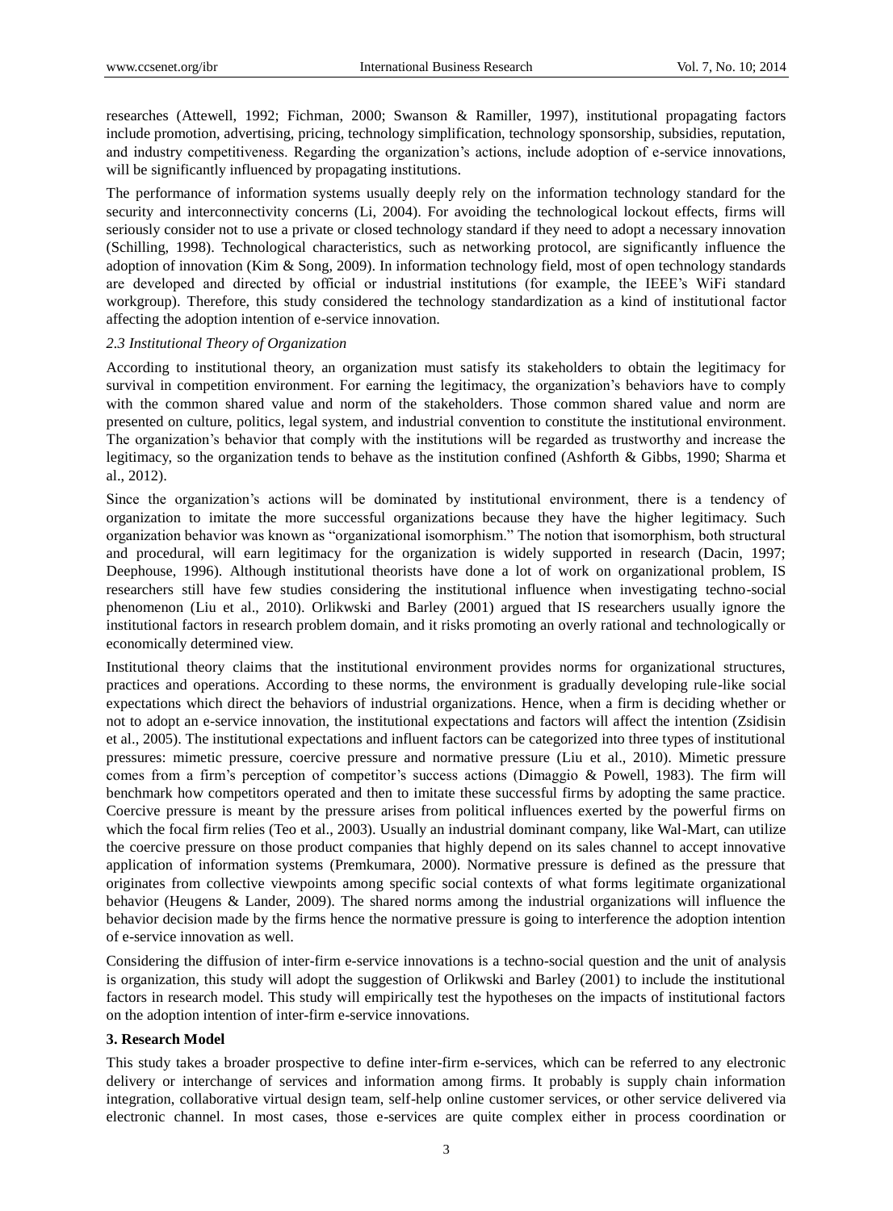researches (Attewell, 1992; Fichman, 2000; Swanson & Ramiller, 1997), institutional propagating factors include promotion, advertising, pricing, technology simplification, technology sponsorship, subsidies, reputation, and industry competitiveness. Regarding the organization's actions, include adoption of e-service innovations, will be significantly influenced by propagating institutions.

The performance of information systems usually deeply rely on the information technology standard for the security and interconnectivity concerns (Li, 2004). For avoiding the technological lockout effects, firms will seriously consider not to use a private or closed technology standard if they need to adopt a necessary innovation (Schilling, 1998). Technological characteristics, such as networking protocol, are significantly influence the adoption of innovation (Kim & Song, 2009). In information technology field, most of open technology standards are developed and directed by official or industrial institutions (for example, the IEEE's WiFi standard workgroup). Therefore, this study considered the technology standardization as a kind of institutional factor affecting the adoption intention of e-service innovation.

### *2.3 Institutional Theory of Organization*

According to institutional theory, an organization must satisfy its stakeholders to obtain the legitimacy for survival in competition environment. For earning the legitimacy, the organization's behaviors have to comply with the common shared value and norm of the stakeholders. Those common shared value and norm are presented on culture, politics, legal system, and industrial convention to constitute the institutional environment. The organization's behavior that comply with the institutions will be regarded as trustworthy and increase the legitimacy, so the organization tends to behave as the institution confined (Ashforth & Gibbs, 1990; Sharma et al., 2012).

Since the organization's actions will be dominated by institutional environment, there is a tendency of organization to imitate the more successful organizations because they have the higher legitimacy. Such organization behavior was known as "organizational isomorphism." The notion that isomorphism, both structural and procedural, will earn legitimacy for the organization is widely supported in research (Dacin, 1997; Deephouse, 1996). Although institutional theorists have done a lot of work on organizational problem, IS researchers still have few studies considering the institutional influence when investigating techno-social phenomenon (Liu et al., 2010). Orlikwski and Barley (2001) argued that IS researchers usually ignore the institutional factors in research problem domain, and it risks promoting an overly rational and technologically or economically determined view.

Institutional theory claims that the institutional environment provides norms for organizational structures, practices and operations. According to these norms, the environment is gradually developing rule-like social expectations which direct the behaviors of industrial organizations. Hence, when a firm is deciding whether or not to adopt an e-service innovation, the institutional expectations and factors will affect the intention (Zsidisin et al., 2005). The institutional expectations and influent factors can be categorized into three types of institutional pressures: mimetic pressure, coercive pressure and normative pressure (Liu et al., 2010). Mimetic pressure comes from a firm's perception of competitor's success actions (Dimaggio & Powell, 1983). The firm will benchmark how competitors operated and then to imitate these successful firms by adopting the same practice. Coercive pressure is meant by the pressure arises from political influences exerted by the powerful firms on which the focal firm relies (Teo et al., 2003). Usually an industrial dominant company, like Wal-Mart, can utilize the coercive pressure on those product companies that highly depend on its sales channel to accept innovative application of information systems (Premkumara, 2000). Normative pressure is defined as the pressure that originates from collective viewpoints among specific social contexts of what forms legitimate organizational behavior (Heugens & Lander, 2009). The shared norms among the industrial organizations will influence the behavior decision made by the firms hence the normative pressure is going to interference the adoption intention of e-service innovation as well.

Considering the diffusion of inter-firm e-service innovations is a techno-social question and the unit of analysis is organization, this study will adopt the suggestion of Orlikwski and Barley (2001) to include the institutional factors in research model. This study will empirically test the hypotheses on the impacts of institutional factors on the adoption intention of inter-firm e-service innovations.

## 3. Research Model

This study takes a broader prospective to define inter-firm e-services, which can be referred to any electronic delivery or interchange of services and information among firms. It probably is supply chain information integration, collaborative virtual design team, self-help online customer services, or other service delivered via electronic channel. In most cases, those e-services are quite complex either in process coordination or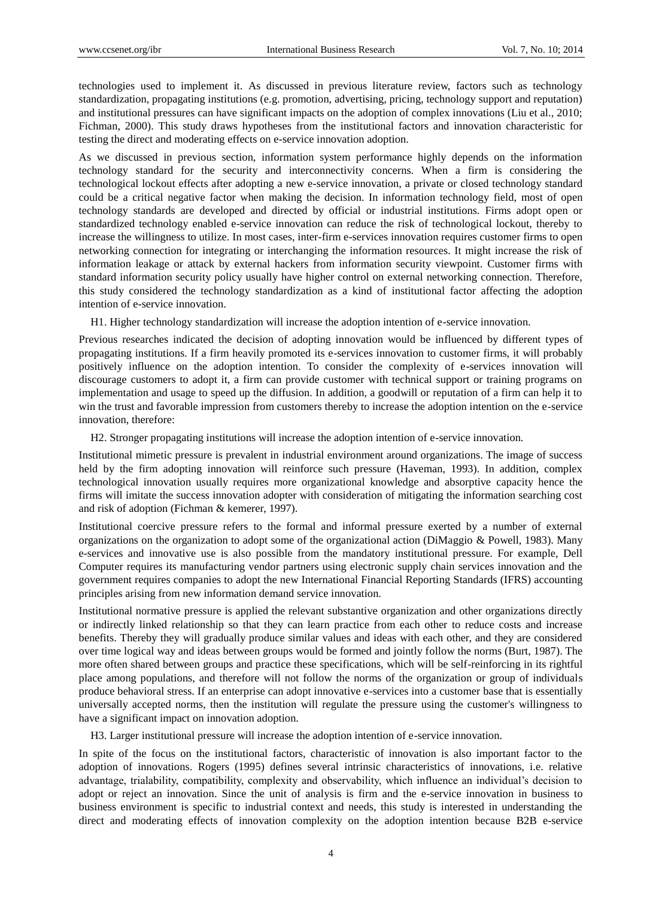technologies used to implement it. As discussed in previous literature review, factors such as technology standardization, propagating institutions (e.g. promotion, advertising, pricing, technology support and reputation) and institutional pressures can have significant impacts on the adoption of complex innovations (Liu et al., 2010; Fichman, 2000). This study draws hypotheses from the institutional factors and innovation characteristic for testing the direct and moderating effects on e-service innovation adoption.

As we discussed in previous section, information system performance highly depends on the information technology standard for the security and interconnectivity concerns. When a firm is considering the technological lockout effects after adopting a new e-service innovation, a private or closed technology standard could be a critical negative factor when making the decision. In information technology field, most of open technology standards are developed and directed by official or industrial institutions. Firms adopt open or standardized technology enabled e-service innovation can reduce the risk of technological lockout, thereby to increase the willingness to utilize. In most cases, inter-firm e-services innovation requires customer firms to open networking connection for integrating or interchanging the information resources. It might increase the risk of information leakage or attack by external hackers from information security viewpoint. Customer firms with standard information security policy usually have higher control on external networking connection. Therefore, this study considered the technology standardization as a kind of institutional factor affecting the adoption intention of e-service innovation.

H1. Higher technology standardization will increase the adoption intention of e-service innovation.

Previous researches indicated the decision of adopting innovation would be influenced by different types of propagating institutions. If a firm heavily promoted its e-services innovation to customer firms, it will probably positively influence on the adoption intention. To consider the complexity of e-services innovation will discourage customers to adopt it, a firm can provide customer with technical support or training programs on implementation and usage to speed up the diffusion. In addition, a goodwill or reputation of a firm can help it to win the trust and favorable impression from customers thereby to increase the adoption intention on the e-service innovation, therefore:

H2. Stronger propagating institutions will increase the adoption intention of e-service innovation.

Institutional mimetic pressure is prevalent in industrial environment around organizations. The image of success held by the firm adopting innovation will reinforce such pressure (Haveman, 1993). In addition, complex technological innovation usually requires more organizational knowledge and absorptive capacity hence the firms will imitate the success innovation adopter with consideration of mitigating the information searching cost and risk of adoption (Fichman & kemerer, 1997).

Institutional coercive pressure refers to the formal and informal pressure exerted by a number of external organizations on the organization to adopt some of the organizational action (DiMaggio & Powell, 1983). Many e-services and innovative use is also possible from the mandatory institutional pressure. For example, Dell Computer requires its manufacturing vendor partners using electronic supply chain services innovation and the government requires companies to adopt the new International Financial Reporting Standards (IFRS) accounting principles arising from new information demand service innovation.

Institutional normative pressure is applied the relevant substantive organization and other organizations directly or indirectly linked relationship so that they can learn practice from each other to reduce costs and increase benefits. Thereby they will gradually produce similar values and ideas with each other, and they are considered over time logical way and ideas between groups would be formed and jointly follow the norms (Burt, 1987). The more often shared between groups and practice these specifications, which will be self-reinforcing in its rightful place among populations, and therefore will not follow the norms of the organization or group of individuals produce behavioral stress. If an enterprise can adopt innovative e-services into a customer base that is essentially universally accepted norms, then the institution will regulate the pressure using the customer's willingness to have a significant impact on innovation adoption.

H3. Larger institutional pressure will increase the adoption intention of e-service innovation.

In spite of the focus on the institutional factors, characteristic of innovation is also important factor to the adoption of innovations. Rogers (1995) defines several intrinsic characteristics of innovations, i.e. relative advantage, trialability, compatibility, complexity and observability, which influence an individual's decision to adopt or reject an innovation. Since the unit of analysis is firm and the e-service innovation in business to business environment is specific to industrial context and needs, this study is interested in understanding the direct and moderating effects of innovation complexity on the adoption intention because B2B e-service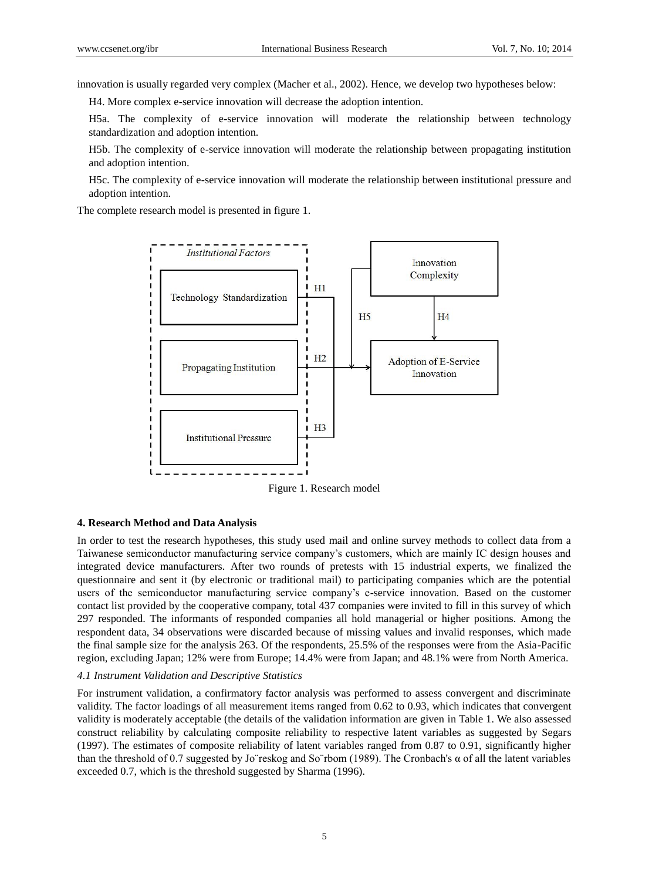innovation is usually regarded very complex (Macher et al., 2002). Hence, we develop two hypotheses below:

H4. More complex e-service innovation will decrease the adoption intention.

H5a. The complexity of e-service innovation will moderate the relationship between technology standardization and adoption intention.

H5b. The complexity of e-service innovation will moderate the relationship between propagating institution and adoption intention.

H5c. The complexity of e-service innovation will moderate the relationship between institutional pressure and adoption intention.

The complete research model is presented in figure 1.

Figure 1. Research model

## 4. Research Method and Data Analysis

In order to test the research hypotheses, this study used mail and online survey methods to collect data from a Taiwanese semiconductor manufacturing service company's customers, which are mainly IC design houses and integrated device manufacturers. After two rounds of pretests with 15 industrial experts, we finalized the questionnaire and sent it (by electronic or traditional mail) to participating companies which are the potential users of the semiconductor manufacturing service company's e-service innovation. Based on the customer contact list provided by the cooperative company, total 437 companies were invited to fill in this survey of which 297 responded. The informants of responded companies all hold managerial or higher positions. Among the respondent data, 34 observations were discarded because of missing values and invalid responses, which made the final sample size for the analysis 263. Of the respondents, 25.5% of the responses were from the Asia-Pacific region, excluding Japan; 12% were from Europe; 14.4% were from Japan; and 48.1% were from North America.

### *4.1 Instrument Validation and Descriptive Statistics*

For instrument validation, a confirmatory factor analysis was performed to assess convergent and discriminate validity. The factor loadings of all measurement items ranged from 0.62 to 0.93, which indicates that convergent validity is moderately acceptable (the details of the validation information are given in Table 1. We also assessed construct reliability by calculating composite reliability to respective latent variables as suggested by Segars (1997). The estimates of composite reliability of latent variables ranged from 0.87 to 0.91, significantly higher than the threshold of 0.7 suggested by Jo¨reskog and So¨rbom (1989). The Cronbach's α of all the latent variables exceeded 0.7, which is the threshold suggested by Sharma (1996).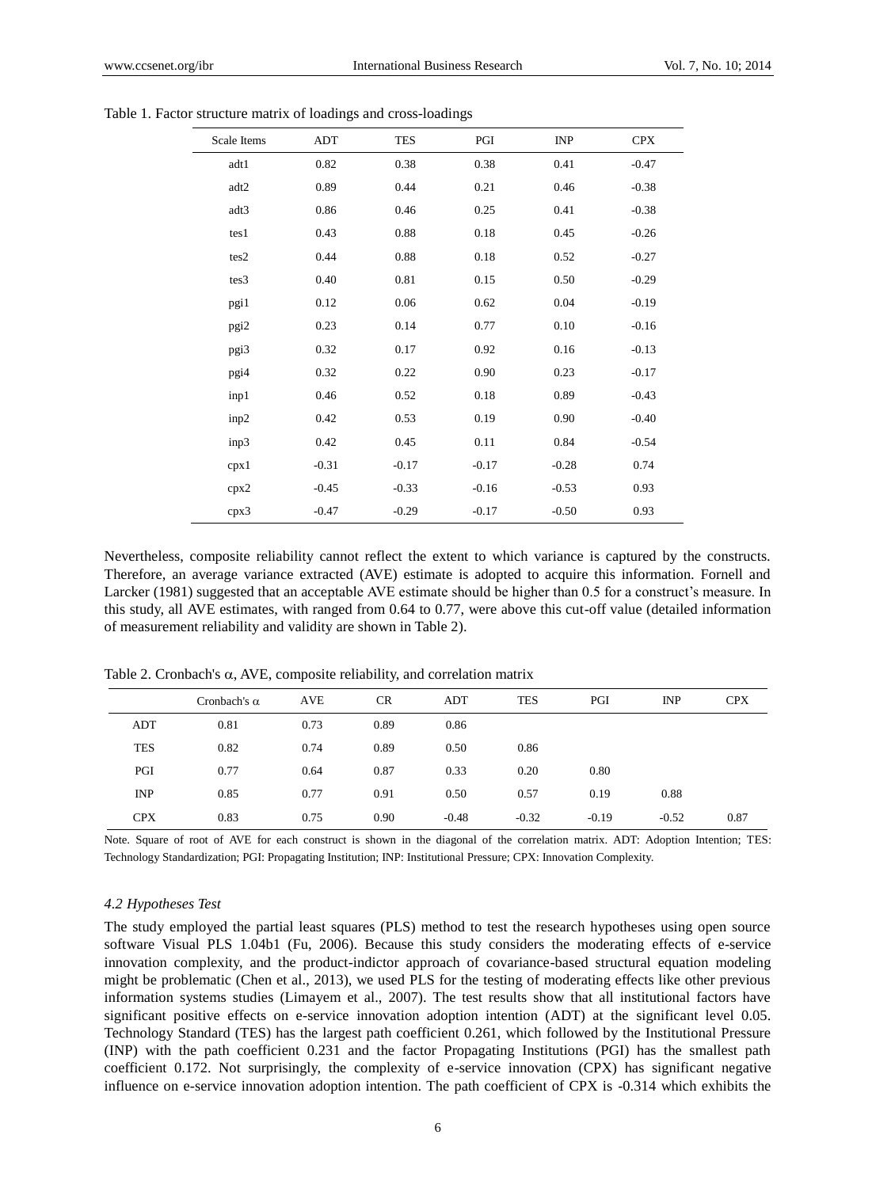Table 1. Factor structure matrix of loadings and cross-loadings

| Scale Items | ADT | TES | PGI | INP | CPX |
|---|---|---|---|---|---|
| adt1 | 0.82 | 0.38 | 0.38 | 0.41 | -0.47 |
| adt2 | 0.89 | 0.44 | 0.21 | 0.46 | -0.38 |
| adt3 | 0.86 | 0.46 | 0.25 | 0.41 | -0.38 |
| tes1 | 0.43 | 0.88 | 0.18 | 0.45 | -0.26 |
| tes2 | 0.44 | 0.88 | 0.18 | 0.52 | -0.27 |
| tes3 | 0.40 | 0.81 | 0.15 | 0.50 | -0.29 |
| pgi1 | 0.12 | 0.06 | 0.62 | 0.04 | -0.19 |
| pgi2 | 0.23 | 0.14 | 0.77 | 0.10 | -0.16 |
| pgi3 | 0.32 | 0.17 | 0.92 | 0.16 | -0.13 |
| pgi4 | 0.32 | 0.22 | 0.90 | 0.23 | -0.17 |
| inp1 | 0.46 | 0.52 | 0.18 | 0.89 | -0.43 |
| inp2 | 0.42 | 0.53 | 0.19 | 0.90 | -0.40 |
| inp3 | 0.42 | 0.45 | 0.11 | 0.84 | -0.54 |
| cpx1 | -0.31 | -0.17 | -0.17 | -0.28 | 0.74 |
| cpx2 | -0.45 | -0.33 | -0.16 | -0.53 | 0.93 |
| cpx3 | -0.47 | -0.29 | -0.17 | -0.50 | 0.93 |

Nevertheless, composite reliability cannot reflect the extent to which variance is captured by the constructs. Therefore, an average variance extracted (AVE) estimate is adopted to acquire this information. Fornell and Larcker (1981) suggested that an acceptable AVE estimate should be higher than 0.5 for a construct's measure. In this study, all AVE estimates, with ranged from 0.64 to 0.77, were above this cut-off value (detailed information of measurement reliability and validity are shown in Table 2).

Table 2. Cronbach's $\alpha$, AVE, composite reliability, and correlation matrix

| | Cronbach's $\alpha$ | AVE | CR | ADT | TES | PGI | INP | CPX |
|---|---|---|---|---|---|---|---|---|
| ADT | 0.81 | 0.73 | 0.89 | 0.86 | | | | |
| TES | 0.82 | 0.74 | 0.89 | 0.50 | 0.86 | | | |
| PGI | 0.77 | 0.64 | 0.87 | 0.33 | 0.20 | 0.80 | | |
| INP | 0.85 | 0.77 | 0.91 | 0.50 | 0.57 | 0.19 | 0.88 | |
| CPX | 0.83 | 0.75 | 0.90 | -0.48 | -0.32 | -0.19 | -0.52 | 0.87 |

Note. Square of root of AVE for each construct is shown in the diagonal of the correlation matrix. ADT: Adoption Intention; TES: Technology Standardization; PGI: Propagating Institution; INP: Institutional Pressure; CPX: Innovation Complexity.

#### *4.2 Hypotheses Test*

The study employed the partial least squares (PLS) method to test the research hypotheses using open source software Visual PLS 1.04b1 (Fu, 2006). Because this study considers the moderating effects of e-service innovation complexity, and the product-indictor approach of covariance-based structural equation modeling might be problematic (Chen et al., 2013), we used PLS for the testing of moderating effects like other previous information systems studies (Limayem et al., 2007). The test results show that all institutional factors have significant positive effects on e-service innovation adoption intention (ADT) at the significant level 0.05. Technology Standard (TES) has the largest path coefficient 0.261, which followed by the Institutional Pressure (INP) with the path coefficient 0.231 and the factor Propagating Institutions (PGI) has the smallest path coefficient 0.172. Not surprisingly, the complexity of e-service innovation (CPX) has significant negative influence on e-service innovation adoption intention. The path coefficient of CPX is -0.314 which exhibits the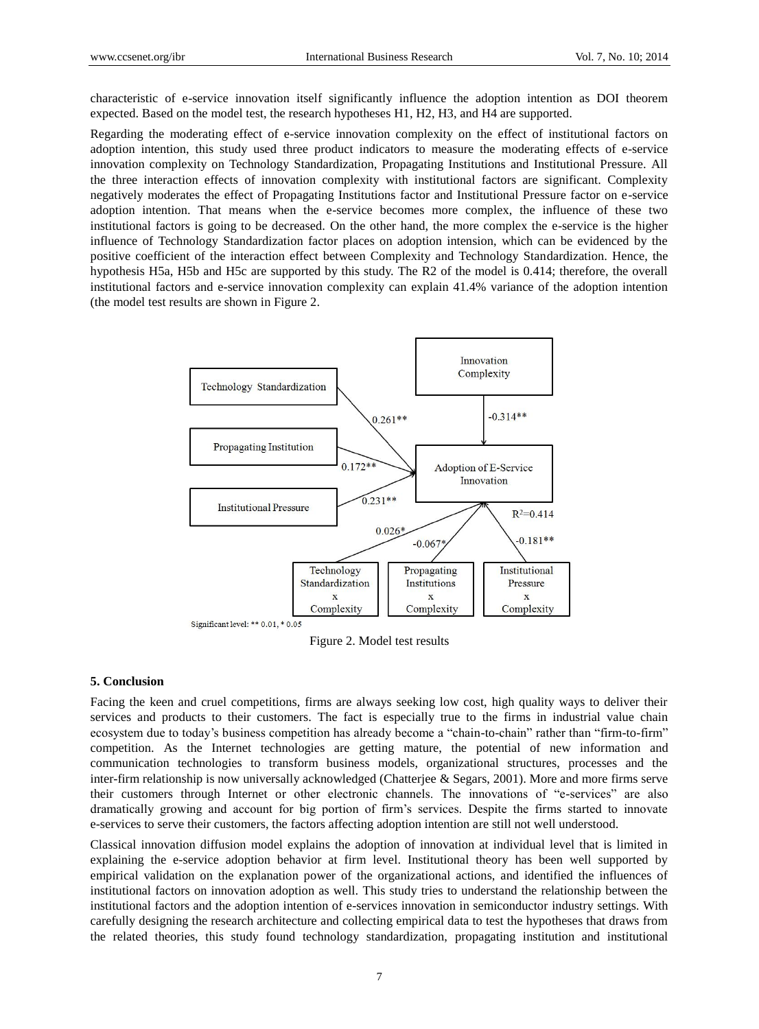characteristic of e-service innovation itself significantly influence the adoption intention as DOI theorem expected. Based on the model test, the research hypotheses H1, H2, H3, and H4 are supported.

Regarding the moderating effect of e-service innovation complexity on the effect of institutional factors on adoption intention, this study used three product indicators to measure the moderating effects of e-service innovation complexity on Technology Standardization, Propagating Institutions and Institutional Pressure. All the three interaction effects of innovation complexity with institutional factors are significant. Complexity negatively moderates the effect of Propagating Institutions factor and Institutional Pressure factor on e-service adoption intention. That means when the e-service becomes more complex, the influence of these two institutional factors is going to be decreased. On the other hand, the more complex the e-service is the higher influence of Technology Standardization factor places on adoption intension, which can be evidenced by the positive coefficient of the interaction effect between Complexity and Technology Standardization. Hence, the hypothesis H5a, H5b and H5c are supported by this study. The R2 of the model is 0.414; therefore, the overall institutional factors and e-service innovation complexity can explain 41.4% variance of the adoption intention (the model test results are shown in Figure 2.

Technology Standardization → Adoption of E-Service Innovation: 0.261**
Propagating Institution → Adoption of E-Service Innovation: 0.172**
Institutional Pressure → Adoption of E-Service Innovation: 0.231**
Innovation Complexity → Adoption of E-Service Innovation: -0.314**
Technology Standardization x Complexity → Adoption of E-Service Innovation: 0.026*
Propagating Institutions x Complexity → Adoption of E-Service Innovation: -0.067*
Institutional Pressure x Complexity → Adoption of E-Service Innovation: -0.181**
$R^2$=0.414

Significant level: ** 0.01, * 0.05

Figure 2. Model test results

## 5. Conclusion

Facing the keen and cruel competitions, firms are always seeking low cost, high quality ways to deliver their services and products to their customers. The fact is especially true to the firms in industrial value chain ecosystem due to today's business competition has already become a "chain-to-chain" rather than "firm-to-firm" competition. As the Internet technologies are getting mature, the potential of new information and communication technologies to transform business models, organizational structures, processes and the inter-firm relationship is now universally acknowledged (Chatterjee & Segars, 2001). More and more firms serve their customers through Internet or other electronic channels. The innovations of "e-services" are also dramatically growing and account for big portion of firm's services. Despite the firms started to innovate e-services to serve their customers, the factors affecting adoption intention are still not well understood.

Classical innovation diffusion model explains the adoption of innovation at individual level that is limited in explaining the e-service adoption behavior at firm level. Institutional theory has been well supported by empirical validation on the explanation power of the organizational actions, and identified the influences of institutional factors on innovation adoption as well. This study tries to understand the relationship between the institutional factors and the adoption intention of e-services innovation in semiconductor industry settings. With carefully designing the research architecture and collecting empirical data to test the hypotheses that draws from the related theories, this study found technology standardization, propagating institution and institutional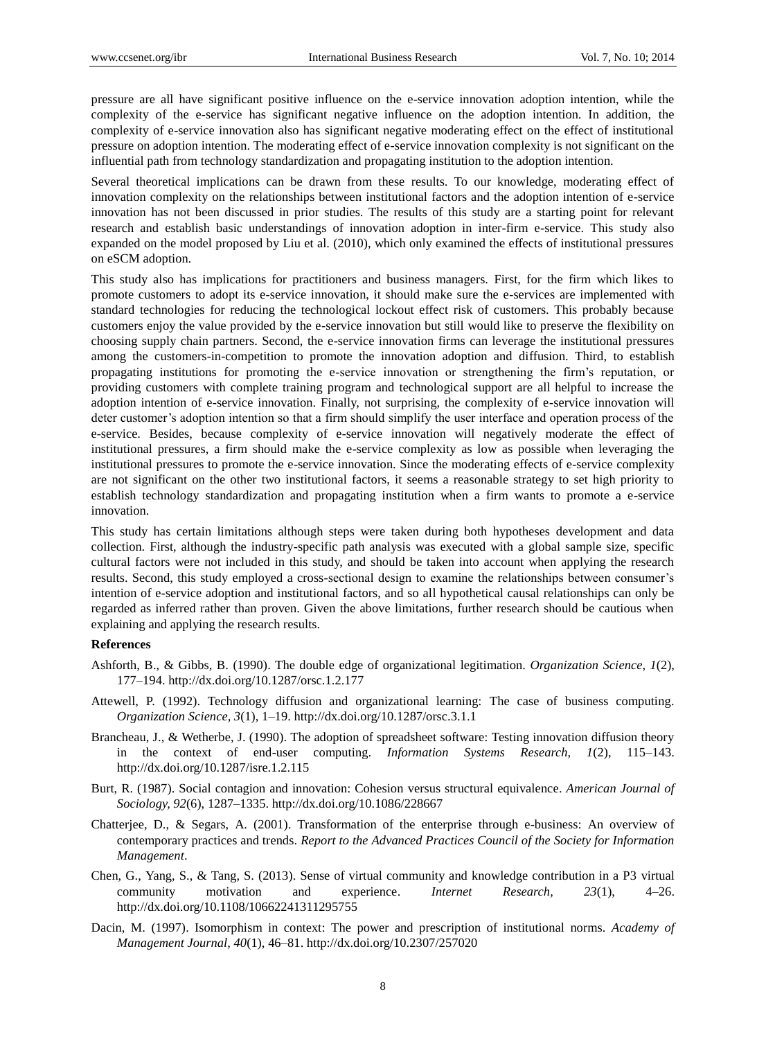pressure are all have significant positive influence on the e-service innovation adoption intention, while the complexity of the e-service has significant negative influence on the adoption intention. In addition, the complexity of e-service innovation also has significant negative moderating effect on the effect of institutional pressure on adoption intention. The moderating effect of e-service innovation complexity is not significant on the influential path from technology standardization and propagating institution to the adoption intention.

Several theoretical implications can be drawn from these results. To our knowledge, moderating effect of innovation complexity on the relationships between institutional factors and the adoption intention of e-service innovation has not been discussed in prior studies. The results of this study are a starting point for relevant research and establish basic understandings of innovation adoption in inter-firm e-service. This study also expanded on the model proposed by Liu et al. (2010), which only examined the effects of institutional pressures on eSCM adoption.

This study also has implications for practitioners and business managers. First, for the firm which likes to promote customers to adopt its e-service innovation, it should make sure the e-services are implemented with standard technologies for reducing the technological lockout effect risk of customers. This probably because customers enjoy the value provided by the e-service innovation but still would like to preserve the flexibility on choosing supply chain partners. Second, the e-service innovation firms can leverage the institutional pressures among the customers-in-competition to promote the innovation adoption and diffusion. Third, to establish propagating institutions for promoting the e-service innovation or strengthening the firm's reputation, or providing customers with complete training program and technological support are all helpful to increase the adoption intention of e-service innovation. Finally, not surprising, the complexity of e-service innovation will deter customer's adoption intention so that a firm should simplify the user interface and operation process of the e-service. Besides, because complexity of e-service innovation will negatively moderate the effect of institutional pressures, a firm should make the e-service complexity as low as possible when leveraging the institutional pressures to promote the e-service innovation. Since the moderating effects of e-service complexity are not significant on the other two institutional factors, it seems a reasonable strategy to set high priority to establish technology standardization and propagating institution when a firm wants to promote a e-service innovation.

This study has certain limitations although steps were taken during both hypotheses development and data collection. First, although the industry-specific path analysis was executed with a global sample size, specific cultural factors were not included in this study, and should be taken into account when applying the research results. Second, this study employed a cross-sectional design to examine the relationships between consumer's intention of e-service adoption and institutional factors, and so all hypothetical causal relationships can only be regarded as inferred rather than proven. Given the above limitations, further research should be cautious when explaining and applying the research results.

## References

Ashforth, B., & Gibbs, B. (1990). The double edge of organizational legitimation. *Organization Science, 1*(2), 177–194. http://dx.doi.org/10.1287/orsc.1.2.177

Attewell, P. (1992). Technology diffusion and organizational learning: The case of business computing. *Organization Science, 3*(1), 1–19. http://dx.doi.org/10.1287/orsc.3.1.1

Brancheau, J., & Wetherbe, J. (1990). The adoption of spreadsheet software: Testing innovation diffusion theory in the context of end-user computing. *Information Systems Research, 1*(2), 115–143. http://dx.doi.org/10.1287/isre.1.2.115

Burt, R. (1987). Social contagion and innovation: Cohesion versus structural equivalence. *American Journal of Sociology, 92*(6), 1287–1335. http://dx.doi.org/10.1086/228667

Chatterjee, D., & Segars, A. (2001). Transformation of the enterprise through e-business: An overview of contemporary practices and trends. *Report to the Advanced Practices Council of the Society for Information Management*.

Chen, G., Yang, S., & Tang, S. (2013). Sense of virtual community and knowledge contribution in a P3 virtual community motivation and experience. *Internet Research, 23*(1), 4–26. http://dx.doi.org/10.1108/10662241311295755

Dacin, M. (1997). Isomorphism in context: The power and prescription of institutional norms. *Academy of Management Journal, 40*(1), 46–81. http://dx.doi.org/10.2307/257020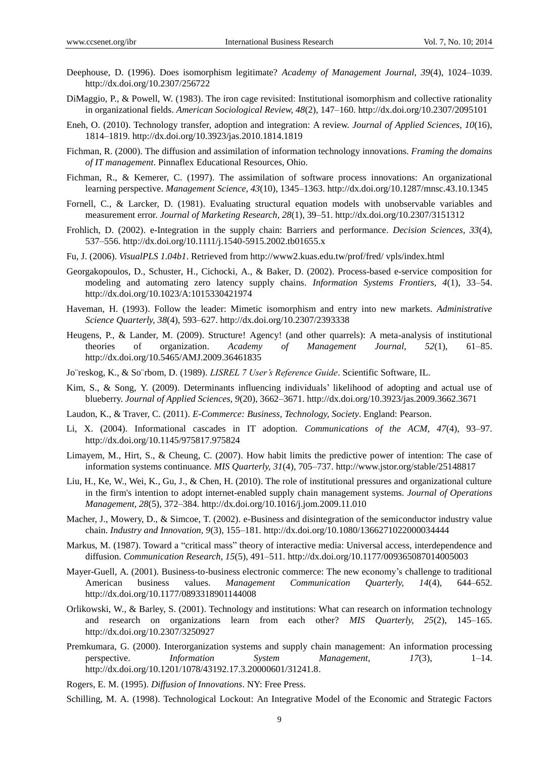Deephouse, D. (1996). Does isomorphism legitimate? *Academy of Management Journal, 39*(4), 1024–1039. http://dx.doi.org/10.2307/256722

DiMaggio, P., & Powell, W. (1983). The iron cage revisited: Institutional isomorphism and collective rationality in organizational fields. *American Sociological Review, 48*(2), 147–160. http://dx.doi.org/10.2307/2095101

Eneh, O. (2010). Technology transfer, adoption and integration: A review. *Journal of Applied Sciences, 10*(16), 1814–1819. http://dx.doi.org/10.3923/jas.2010.1814.1819

Fichman, R. (2000). The diffusion and assimilation of information technology innovations. *Framing the domains of IT management*. Pinnaflex Educational Resources, Ohio.

Fichman, R., & Kemerer, C. (1997). The assimilation of software process innovations: An organizational learning perspective. *Management Science, 43*(10), 1345–1363. http://dx.doi.org/10.1287/mnsc.43.10.1345

Fornell, C., & Larcker, D. (1981). Evaluating structural equation models with unobservable variables and measurement error. *Journal of Marketing Research, 28*(1), 39–51. http://dx.doi.org/10.2307/3151312

Frohlich, D. (2002). e-Integration in the supply chain: Barriers and performance. *Decision Sciences, 33*(4), 537–556. http://dx.doi.org/10.1111/j.1540-5915.2002.tb01655.x

Fu, J. (2006). *VisualPLS 1.04b1*. Retrieved from http://www2.kuas.edu.tw/prof/fred/ vpls/index.html

Georgakopoulos, D., Schuster, H., Cichocki, A., & Baker, D. (2002). Process-based e-service composition for modeling and automating zero latency supply chains. *Information Systems Frontiers, 4*(1), 33–54. http://dx.doi.org/10.1023/A:1015330421974

Haveman, H. (1993). Follow the leader: Mimetic isomorphism and entry into new markets. *Administrative Science Quarterly, 38*(4), 593–627. http://dx.doi.org/10.2307/2393338

Heugens, P., & Lander, M. (2009). Structure! Agency! (and other quarrels): A meta-analysis of institutional theories of organization. *Academy of Management Journal, 52*(1), 61–85. http://dx.doi.org/10.5465/AMJ.2009.36461835

Jo¨reskog, K., & So¨rbom, D. (1989). *LISREL 7 User's Reference Guide*. Scientific Software, IL.

Kim, S., & Song, Y. (2009). Determinants influencing individuals' likelihood of adopting and actual use of blueberry. *Journal of Applied Sciences, 9*(20), 3662–3671. http://dx.doi.org/10.3923/jas.2009.3662.3671

Laudon, K., & Traver, C. (2011). *E-Commerce: Business, Technology, Society*. England: Pearson.

Li, X. (2004). Informational cascades in IT adoption. *Communications of the ACM, 47*(4), 93–97. http://dx.doi.org/10.1145/975817.975824

Limayem, M., Hirt, S., & Cheung, C. (2007). How habit limits the predictive power of intention: The case of information systems continuance. *MIS Quarterly, 31*(4), 705–737. http://www.jstor.org/stable/25148817

Liu, H., Ke, W., Wei, K., Gu, J., & Chen, H. (2010). The role of institutional pressures and organizational culture in the firm's intention to adopt internet-enabled supply chain management systems. *Journal of Operations Management, 28*(5), 372–384. http://dx.doi.org/10.1016/j.jom.2009.11.010

Macher, J., Mowery, D., & Simcoe, T. (2002). e-Business and disintegration of the semiconductor industry value chain. *Industry and Innovation, 9*(3), 155–181. http://dx.doi.org/10.1080/1366271022000034444

Markus, M. (1987). Toward a "critical mass" theory of interactive media: Universal access, interdependence and diffusion. *Communication Research, 15*(5), 491–511. http://dx.doi.org/10.1177/009365087014005003

Mayer-Guell, A. (2001). Business-to-business electronic commerce: The new economy's challenge to traditional American business values. *Management Communication Quarterly, 14*(4), 644–652. http://dx.doi.org/10.1177/0893318901144008

Orlikowski, W., & Barley, S. (2001). Technology and institutions: What can research on information technology and research on organizations learn from each other? *MIS Quarterly, 25*(2), 145–165. http://dx.doi.org/10.2307/3250927

Premkumara, G. (2000). Interorganization systems and supply chain management: An information processing perspective. *Information System Management, 17*(3), 1–14. http://dx.doi.org/10.1201/1078/43192.17.3.20000601/31241.8.

Rogers, E. M. (1995). *Diffusion of Innovations*. NY: Free Press.

Schilling, M. A. (1998). Technological Lockout: An Integrative Model of the Economic and Strategic Factors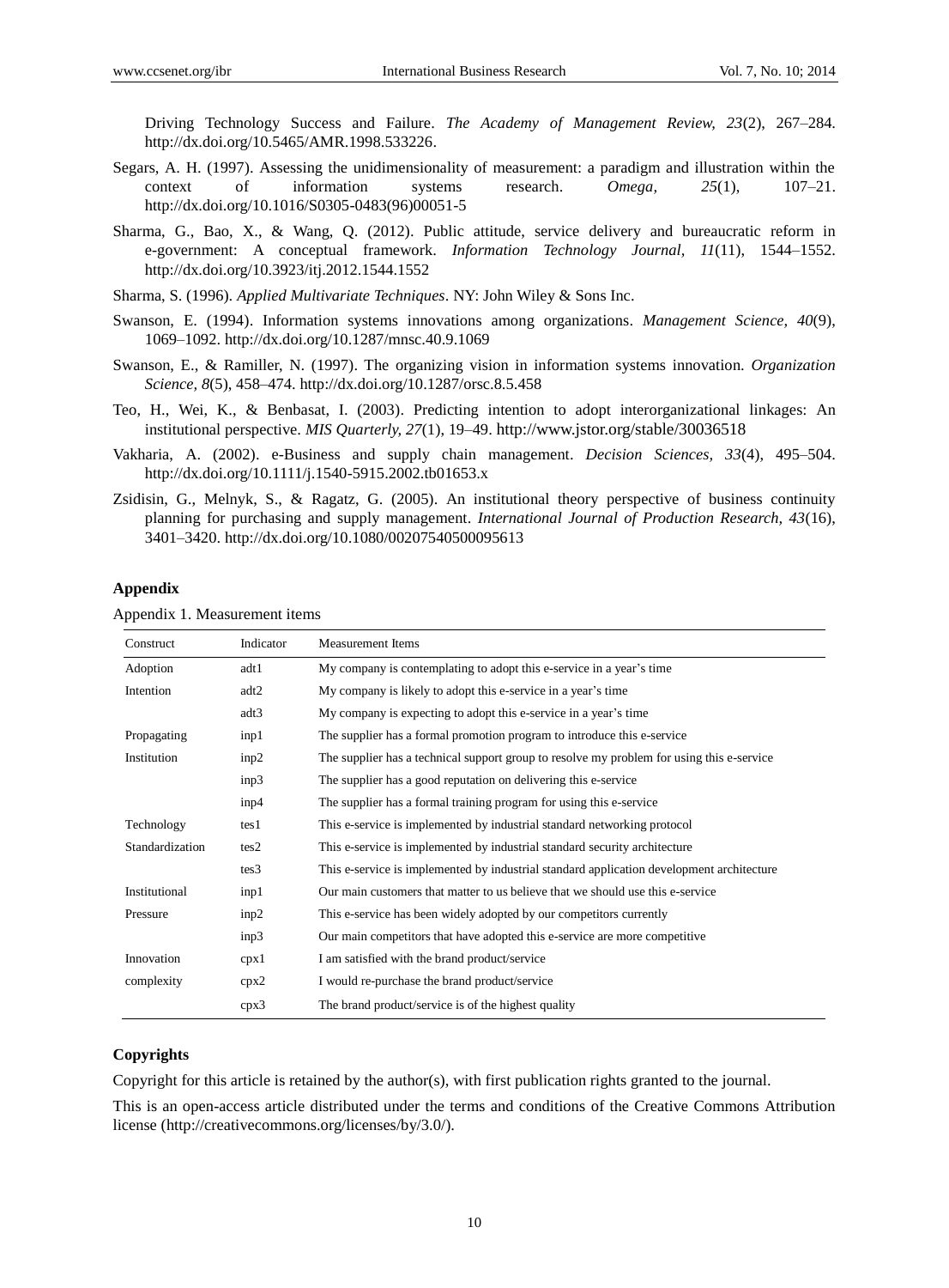Driving Technology Success and Failure. *The Academy of Management Review, 23*(2), 267–284. http://dx.doi.org/10.5465/AMR.1998.533226.

Segars, A. H. (1997). Assessing the unidimensionality of measurement: a paradigm and illustration within the context of information systems research. *Omega, 25*(1), 107–21. http://dx.doi.org/10.1016/S0305-0483(96)00051-5

Sharma, G., Bao, X., & Wang, Q. (2012). Public attitude, service delivery and bureaucratic reform in e-government: A conceptual framework. *Information Technology Journal, 11*(11), 1544–1552. http://dx.doi.org/10.3923/itj.2012.1544.1552

Sharma, S. (1996). *Applied Multivariate Techniques*. NY: John Wiley & Sons Inc.

Swanson, E. (1994). Information systems innovations among organizations. *Management Science, 40*(9), 1069–1092. http://dx.doi.org/10.1287/mnsc.40.9.1069

Swanson, E., & Ramiller, N. (1997). The organizing vision in information systems innovation. *Organization Science, 8*(5), 458–474. http://dx.doi.org/10.1287/orsc.8.5.458

Teo, H., Wei, K., & Benbasat, I. (2003). Predicting intention to adopt interorganizational linkages: An institutional perspective. *MIS Quarterly, 27*(1), 19–49. http://www.jstor.org/stable/30036518

Vakharia, A. (2002). e-Business and supply chain management. *Decision Sciences, 33*(4), 495–504. http://dx.doi.org/10.1111/j.1540-5915.2002.tb01653.x

Zsidisin, G., Melnyk, S., & Ragatz, G. (2005). An institutional theory perspective of business continuity planning for purchasing and supply management. *International Journal of Production Research, 43*(16), 3401–3420. http://dx.doi.org/10.1080/00207540500095613

## Appendix

Appendix 1. Measurement items

| Construct | Indicator | Measurement Items |
|---|---|---|
| Adoption Intention | adt1 | My company is contemplating to adopt this e-service in a year's time |
| | adt2 | My company is likely to adopt this e-service in a year's time |
| | adt3 | My company is expecting to adopt this e-service in a year's time |
| Propagating Institution | inp1 | The supplier has a formal promotion program to introduce this e-service |
| | inp2 | The supplier has a technical support group to resolve my problem for using this e-service |
| | inp3 | The supplier has a good reputation on delivering this e-service |
| | inp4 | The supplier has a formal training program for using this e-service |
| Technology Standardization | tes1 | This e-service is implemented by industrial standard networking protocol |
| | tes2 | This e-service is implemented by industrial standard security architecture |
| | tes3 | This e-service is implemented by industrial standard application development architecture |
| Institutional Pressure | inp1 | Our main customers that matter to us believe that we should use this e-service |
| | inp2 | This e-service has been widely adopted by our competitors currently |
| | inp3 | Our main competitors that have adopted this e-service are more competitive |
| Innovation complexity | cpx1 | I am satisfied with the brand product/service |
| | cpx2 | I would re-purchase the brand product/service |
| | cpx3 | The brand product/service is of the highest quality |

## Copyrights

Copyright for this article is retained by the author(s), with first publication rights granted to the journal.

This is an open-access article distributed under the terms and conditions of the Creative Commons Attribution license (http://creativecommons.org/licenses/by/3.0/).